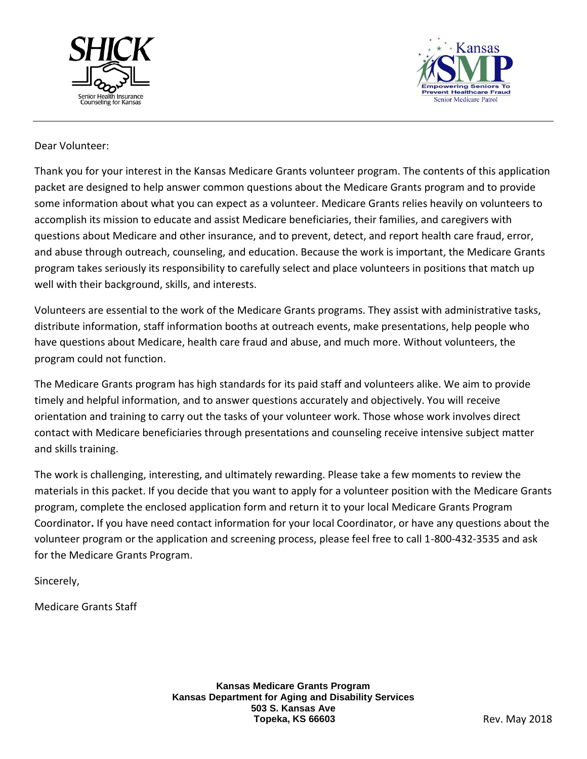Dear Volunteer:

Thank you for your interest in the Kansas Medicare Grants volunteer program. The contents of this application packet are designed to help answer common questions about the Medicare Grants program and to provide some information about what you can expect as a volunteer. Medicare Grants relies heavily on volunteers to accomplish its mission to educate and assist Medicare beneficiaries, their families, and caregivers with questions about Medicare and other insurance, and to prevent, detect, and report health care fraud, error, and abuse through outreach, counseling, and education. Because the work is important, the Medicare Grants program takes seriously its responsibility to carefully select and place volunteers in positions that match up well with their background, skills, and interests.

Volunteers are essential to the work of the Medicare Grants programs. They assist with administrative tasks, distribute information, staff information booths at outreach events, make presentations, help people who have questions about Medicare, health care fraud and abuse, and much more. Without volunteers, the program could not function.

The Medicare Grants program has high standards for its paid staff and volunteers alike. We aim to provide timely and helpful information, and to answer questions accurately and objectively. You will receive orientation and training to carry out the tasks of your volunteer work. Those whose work involves direct contact with Medicare beneficiaries through presentations and counseling receive intensive subject matter and skills training.

The work is challenging, interesting, and ultimately rewarding. Please take a few moments to review the materials in this packet. If you decide that you want to apply for a volunteer position with the Medicare Grants program, complete the enclosed application form and return it to your local Medicare Grants Program Coordinator**.** If you have need contact information for your local Coordinator, or have any questions about the volunteer program or the application and screening process, please feel free to call 1-800-432-3535 and ask for the Medicare Grants Program.

Sincerely,

Medicare Grants Staff

**Kansas Medicare Grants Program**
**Kansas Department for Aging and Disability Services**
**503 S. Kansas Ave**
**Topeka, KS 66603**

Rev. May 2018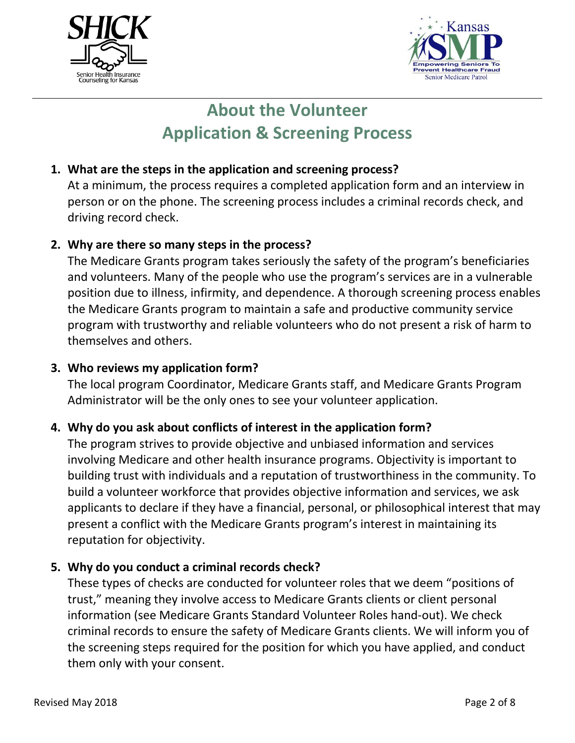# About the Volunteer Application & Screening Process

1. **What are the steps in the application and screening process?**
   At a minimum, the process requires a completed application form and an interview in person or on the phone. The screening process includes a criminal records check, and driving record check.

2. **Why are there so many steps in the process?**
   The Medicare Grants program takes seriously the safety of the program's beneficiaries and volunteers. Many of the people who use the program's services are in a vulnerable position due to illness, infirmity, and dependence. A thorough screening process enables the Medicare Grants program to maintain a safe and productive community service program with trustworthy and reliable volunteers who do not present a risk of harm to themselves and others.

3. **Who reviews my application form?**
   The local program Coordinator, Medicare Grants staff, and Medicare Grants Program Administrator will be the only ones to see your volunteer application.

4. **Why do you ask about conflicts of interest in the application form?**
   The program strives to provide objective and unbiased information and services involving Medicare and other health insurance programs. Objectivity is important to building trust with individuals and a reputation of trustworthiness in the community. To build a volunteer workforce that provides objective information and services, we ask applicants to declare if they have a financial, personal, or philosophical interest that may present a conflict with the Medicare Grants program's interest in maintaining its reputation for objectivity.

5. **Why do you conduct a criminal records check?**
   These types of checks are conducted for volunteer roles that we deem "positions of trust," meaning they involve access to Medicare Grants clients or client personal information (see Medicare Grants Standard Volunteer Roles hand-out). We check criminal records to ensure the safety of Medicare Grants clients. We will inform you of the screening steps required for the position for which you have applied, and conduct them only with your consent.

Revised May 2018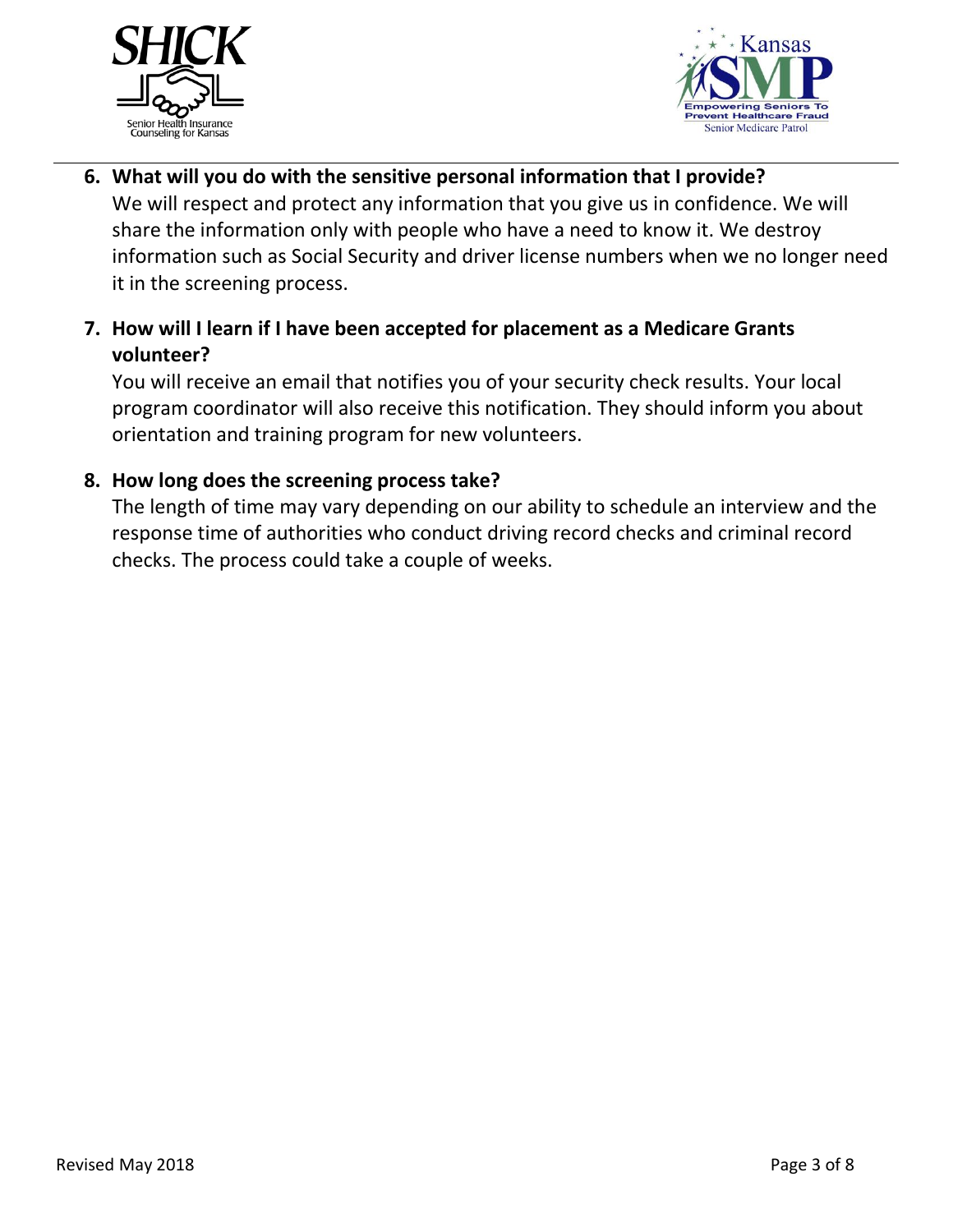6. **What will you do with the sensitive personal information that I provide?**
   We will respect and protect any information that you give us in confidence. We will share the information only with people who have a need to know it. We destroy information such as Social Security and driver license numbers when we no longer need it in the screening process.

7. **How will I learn if I have been accepted for placement as a Medicare Grants volunteer?**
   You will receive an email that notifies you of your security check results. Your local program coordinator will also receive this notification. They should inform you about orientation and training program for new volunteers.

8. **How long does the screening process take?**
   The length of time may vary depending on our ability to schedule an interview and the response time of authorities who conduct driving record checks and criminal record checks. The process could take a couple of weeks.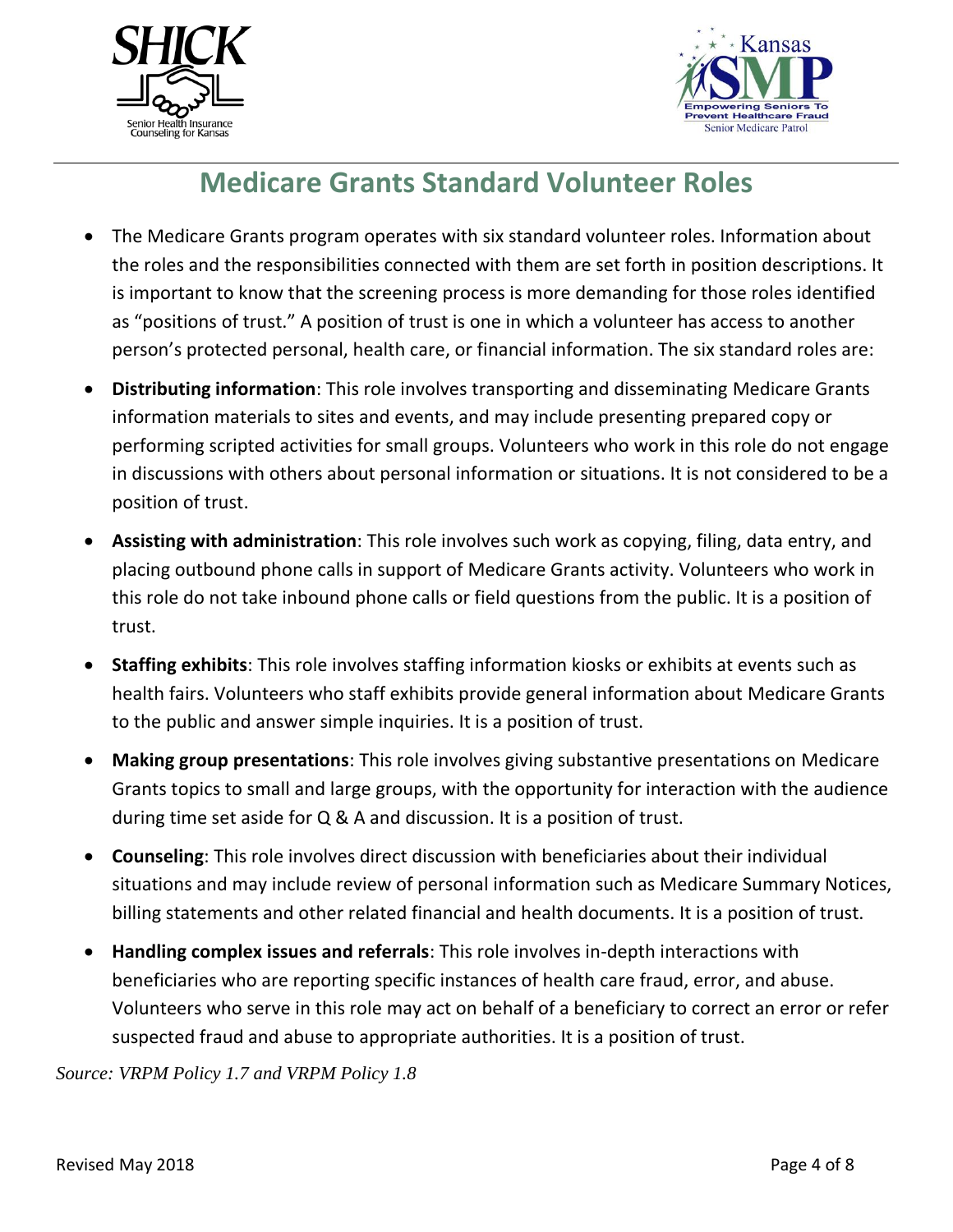# Medicare Grants Standard Volunteer Roles

- The Medicare Grants program operates with six standard volunteer roles. Information about the roles and the responsibilities connected with them are set forth in position descriptions. It is important to know that the screening process is more demanding for those roles identified as "positions of trust." A position of trust is one in which a volunteer has access to another person's protected personal, health care, or financial information. The six standard roles are:
- **Distributing information**: This role involves transporting and disseminating Medicare Grants information materials to sites and events, and may include presenting prepared copy or performing scripted activities for small groups. Volunteers who work in this role do not engage in discussions with others about personal information or situations. It is not considered to be a position of trust.
- **Assisting with administration**: This role involves such work as copying, filing, data entry, and placing outbound phone calls in support of Medicare Grants activity. Volunteers who work in this role do not take inbound phone calls or field questions from the public. It is a position of trust.
- **Staffing exhibits**: This role involves staffing information kiosks or exhibits at events such as health fairs. Volunteers who staff exhibits provide general information about Medicare Grants to the public and answer simple inquiries. It is a position of trust.
- **Making group presentations**: This role involves giving substantive presentations on Medicare Grants topics to small and large groups, with the opportunity for interaction with the audience during time set aside for Q & A and discussion. It is a position of trust.
- **Counseling**: This role involves direct discussion with beneficiaries about their individual situations and may include review of personal information such as Medicare Summary Notices, billing statements and other related financial and health documents. It is a position of trust.
- **Handling complex issues and referrals**: This role involves in-depth interactions with beneficiaries who are reporting specific instances of health care fraud, error, and abuse. Volunteers who serve in this role may act on behalf of a beneficiary to correct an error or refer suspected fraud and abuse to appropriate authorities. It is a position of trust.

*Source: VRPM Policy 1.7 and VRPM Policy 1.8*

Revised May 2018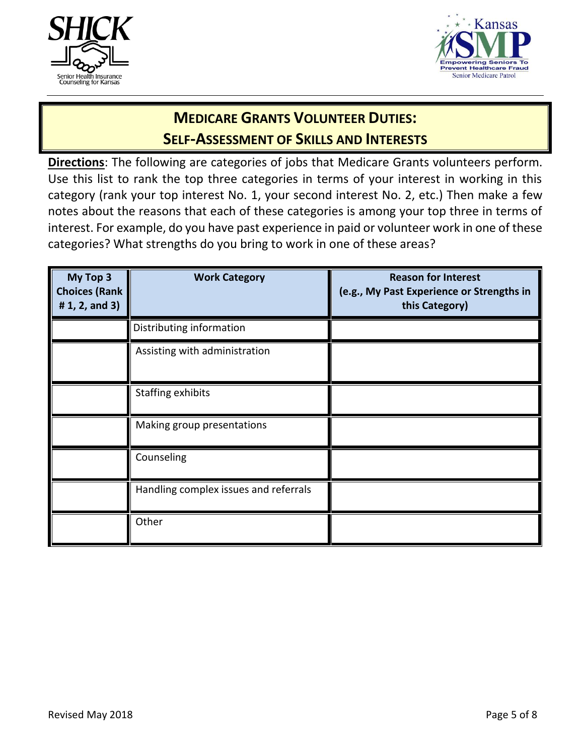SHICK

Senior Health Insurance Counseling for Kansas

Kansas SMP

Empowering Seniors To Prevent Healthcare Fraud

Senior Medicare Patrol

## MEDICARE GRANTS VOLUNTEER DUTIES:
## SELF-ASSESSMENT OF SKILLS AND INTERESTS

**Directions**: The following are categories of jobs that Medicare Grants volunteers perform. Use this list to rank the top three categories in terms of your interest in working in this category (rank your top interest No. 1, your second interest No. 2, etc.) Then make a few notes about the reasons that each of these categories is among your top three in terms of interest. For example, do you have past experience in paid or volunteer work in one of these categories? What strengths do you bring to work in one of these areas?

| My Top 3 Choices (Rank # 1, 2, and 3) | Work Category | Reason for Interest (e.g., My Past Experience or Strengths in this Category) |
|---|---|---|
| | Distributing information | |
| | Assisting with administration | |
| | Staffing exhibits | |
| | Making group presentations | |
| | Counseling | |
| | Handling complex issues and referrals | |
| | Other | |

Revised May 2018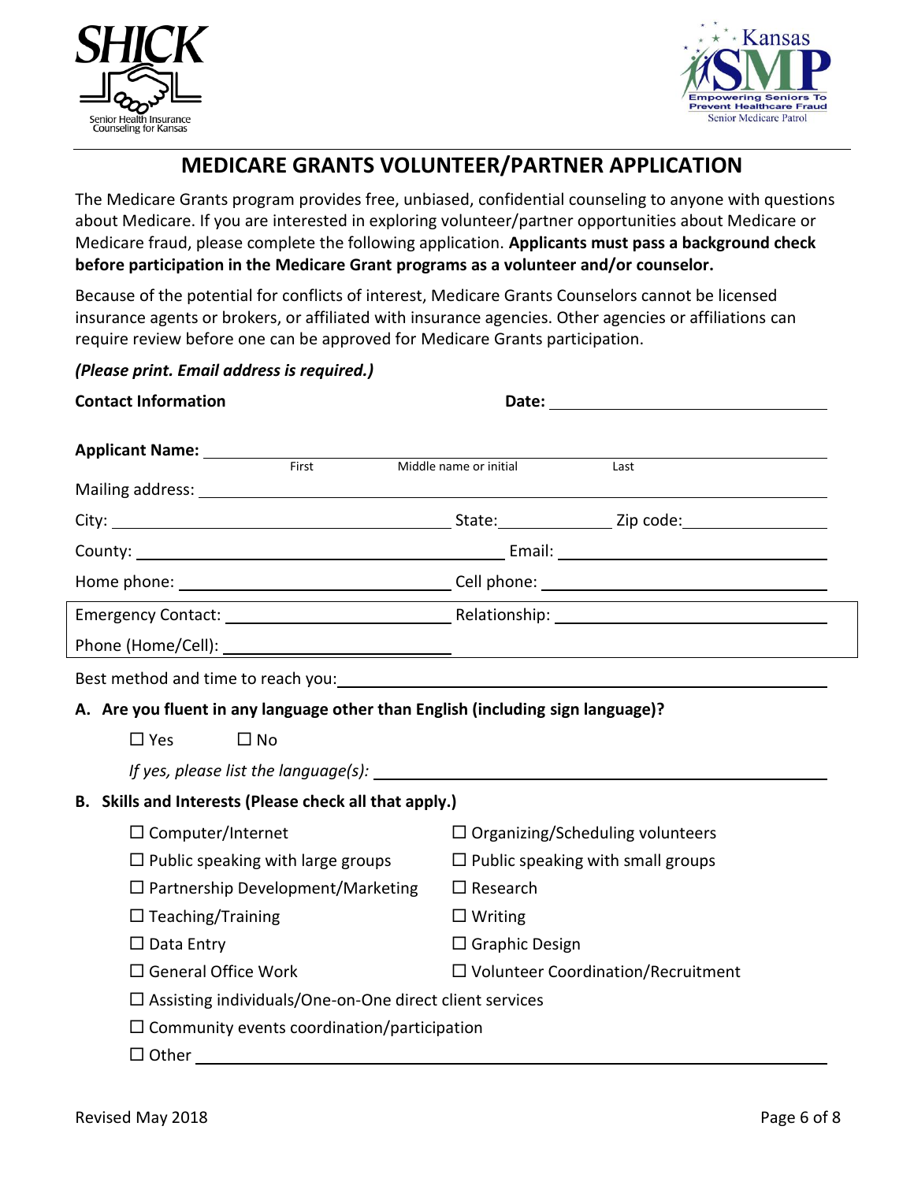# MEDICARE GRANTS VOLUNTEER/PARTNER APPLICATION

The Medicare Grants program provides free, unbiased, confidential counseling to anyone with questions about Medicare. If you are interested in exploring volunteer/partner opportunities about Medicare or Medicare fraud, please complete the following application. **Applicants must pass a background check before participation in the Medicare Grant programs as a volunteer and/or counselor.**

Because of the potential for conflicts of interest, Medicare Grants Counselors cannot be licensed insurance agents or brokers, or affiliated with insurance agencies. Other agencies or affiliations can require review before one can be approved for Medicare Grants participation.

***(Please print. Email address is required.)***

**Contact Information** **Date:** ______________________

**Applicant Name:** ______________________ (First) ______________________ (Middle name or initial) ______________________ (Last)

Mailing address: ______________________

City: ______________________ State: __________ Zip code: __________

County: ______________________ Email: ______________________

Home phone: ______________________ Cell phone: ______________________

Emergency Contact: ______________________ Relationship: ______________________

Phone (Home/Cell): ______________________

Best method and time to reach you: ______________________

**A. Are you fluent in any language other than English (including sign language)?**

☐ Yes ☐ No

*If yes, please list the language(s):* ______________________

**B. Skills and Interests (Please check all that apply.)**

- ☐ Computer/Internet
- ☐ Organizing/Scheduling volunteers
- ☐ Public speaking with large groups
- ☐ Public speaking with small groups
- ☐ Partnership Development/Marketing
- ☐ Research
- ☐ Teaching/Training
- ☐ Writing
- ☐ Data Entry
- ☐ Graphic Design
- ☐ General Office Work
- ☐ Volunteer Coordination/Recruitment
- ☐ Assisting individuals/One-on-One direct client services
- ☐ Community events coordination/participation
- ☐ Other ______________________

Revised May 2018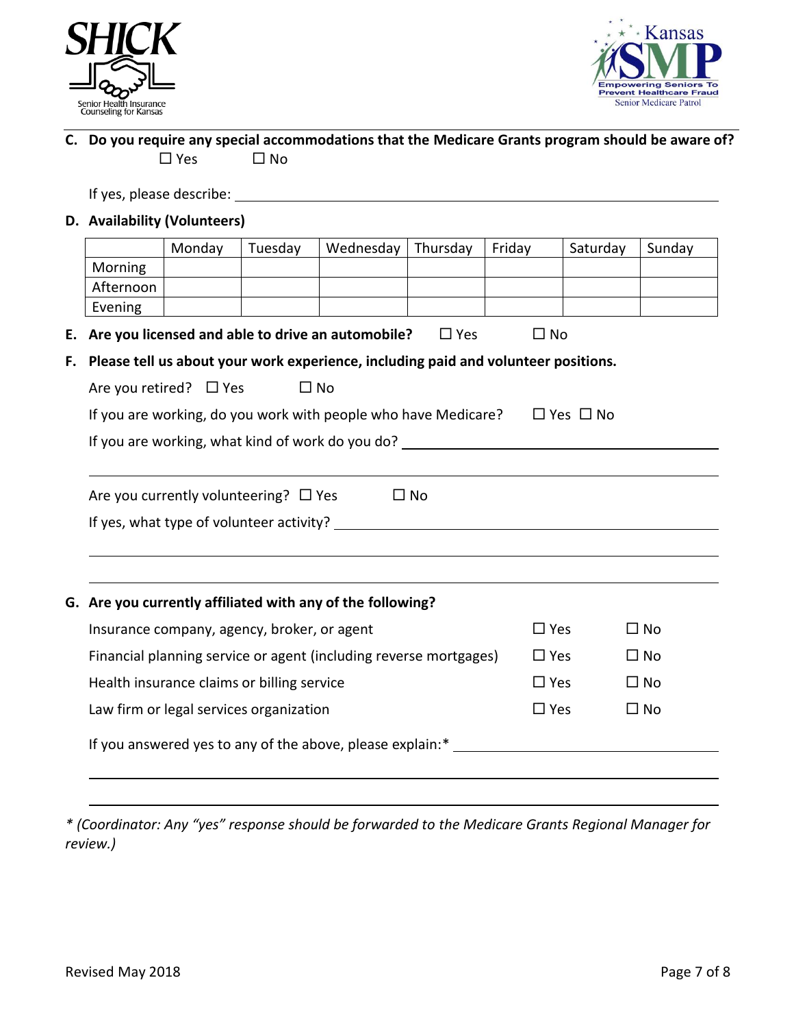**C. Do you require any special accommodations that the Medicare Grants program should be aware of?**

☐ Yes ☐ No

If yes, please describe: ____________________________________________

**D. Availability (Volunteers)**

| | Monday | Tuesday | Wednesday | Thursday | Friday | Saturday | Sunday |
|---|---|---|---|---|---|---|---|
| Morning | | | | | | | |
| Afternoon | | | | | | | |
| Evening | | | | | | | |

**E. Are you licensed and able to drive an automobile?** ☐ Yes ☐ No

**F. Please tell us about your work experience, including paid and volunteer positions.**

Are you retired? ☐ Yes ☐ No

If you are working, do you work with people who have Medicare? ☐ Yes ☐ No

If you are working, what kind of work do you do? ____________________________________________

____________________________________________

Are you currently volunteering? ☐ Yes ☐ No

If yes, what type of volunteer activity? ____________________________________________

____________________________________________

____________________________________________

**G. Are you currently affiliated with any of the following?**

| | | |
|---|---|---|
| Insurance company, agency, broker, or agent | ☐ Yes | ☐ No |
| Financial planning service or agent (including reverse mortgages) | ☐ Yes | ☐ No |
| Health insurance claims or billing service | ☐ Yes | ☐ No |
| Law firm or legal services organization | ☐ Yes | ☐ No |

If you answered yes to any of the above, please explain:* ____________________________________________

____________________________________________

____________________________________________

*\* (Coordinator: Any "yes" response should be forwarded to the Medicare Grants Regional Manager for review.)*

Revised May 2018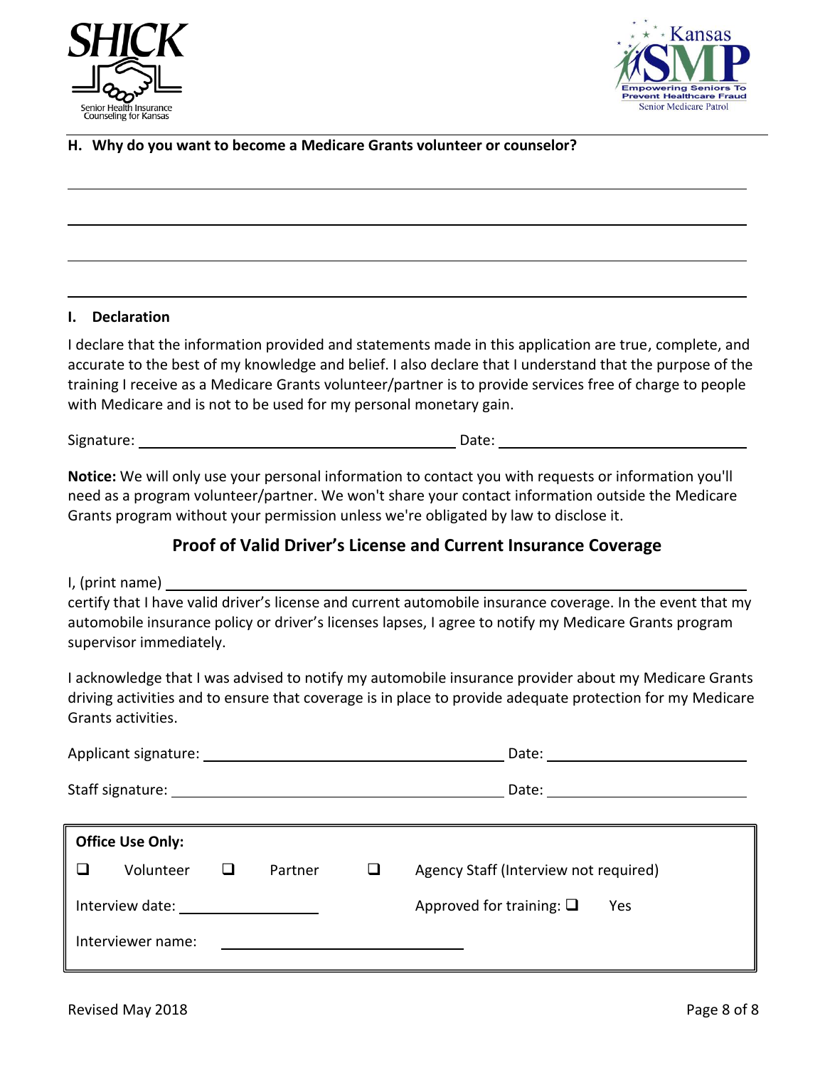**H. Why do you want to become a Medicare Grants volunteer or counselor?**

\_\_\_\_\_\_\_\_\_\_\_\_\_\_\_\_\_\_\_\_\_\_\_\_\_\_\_\_\_\_\_\_\_\_\_\_\_\_\_\_\_\_\_\_\_\_\_\_\_\_\_\_\_\_\_\_\_\_\_\_

\_\_\_\_\_\_\_\_\_\_\_\_\_\_\_\_\_\_\_\_\_\_\_\_\_\_\_\_\_\_\_\_\_\_\_\_\_\_\_\_\_\_\_\_\_\_\_\_\_\_\_\_\_\_\_\_\_\_\_\_

\_\_\_\_\_\_\_\_\_\_\_\_\_\_\_\_\_\_\_\_\_\_\_\_\_\_\_\_\_\_\_\_\_\_\_\_\_\_\_\_\_\_\_\_\_\_\_\_\_\_\_\_\_\_\_\_\_\_\_\_

\_\_\_\_\_\_\_\_\_\_\_\_\_\_\_\_\_\_\_\_\_\_\_\_\_\_\_\_\_\_\_\_\_\_\_\_\_\_\_\_\_\_\_\_\_\_\_\_\_\_\_\_\_\_\_\_\_\_\_\_

**I. Declaration**

I declare that the information provided and statements made in this application are true, complete, and accurate to the best of my knowledge and belief. I also declare that I understand that the purpose of the training I receive as a Medicare Grants volunteer/partner is to provide services free of charge to people with Medicare and is not to be used for my personal monetary gain.

Signature: \_\_\_\_\_\_\_\_\_\_\_\_\_\_\_\_\_\_\_\_\_\_\_\_\_\_\_\_ Date: \_\_\_\_\_\_\_\_\_\_\_\_\_\_\_\_\_\_\_\_

**Notice:** We will only use your personal information to contact you with requests or information you'll need as a program volunteer/partner. We won't share your contact information outside the Medicare Grants program without your permission unless we're obligated by law to disclose it.

## Proof of Valid Driver's License and Current Insurance Coverage

I, (print name) \_\_\_\_\_\_\_\_\_\_\_\_\_\_\_\_\_\_\_\_\_\_\_\_\_\_\_\_\_\_\_\_\_\_\_\_\_\_\_\_\_\_\_\_\_\_\_\_
certify that I have valid driver's license and current automobile insurance coverage. In the event that my automobile insurance policy or driver's licenses lapses, I agree to notify my Medicare Grants program supervisor immediately.

I acknowledge that I was advised to notify my automobile insurance provider about my Medicare Grants driving activities and to ensure that coverage is in place to provide adequate protection for my Medicare Grants activities.

Applicant signature: \_\_\_\_\_\_\_\_\_\_\_\_\_\_\_\_\_\_\_\_\_\_\_\_\_\_\_\_ Date: \_\_\_\_\_\_\_\_\_\_\_\_\_\_\_\_\_\_\_\_

Staff signature: \_\_\_\_\_\_\_\_\_\_\_\_\_\_\_\_\_\_\_\_\_\_\_\_\_\_\_\_ Date: \_\_\_\_\_\_\_\_\_\_\_\_\_\_\_\_\_\_\_\_

**Office Use Only:**

❑ Volunteer ❑ Partner ❑ Agency Staff (Interview not required)

Interview date: \_\_\_\_\_\_\_\_\_\_\_\_\_\_\_\_ Approved for training: ❑ Yes

Interviewer name: \_\_\_\_\_\_\_\_\_\_\_\_\_\_\_\_\_\_\_\_\_\_\_\_\_\_\_\_

Revised May 2018